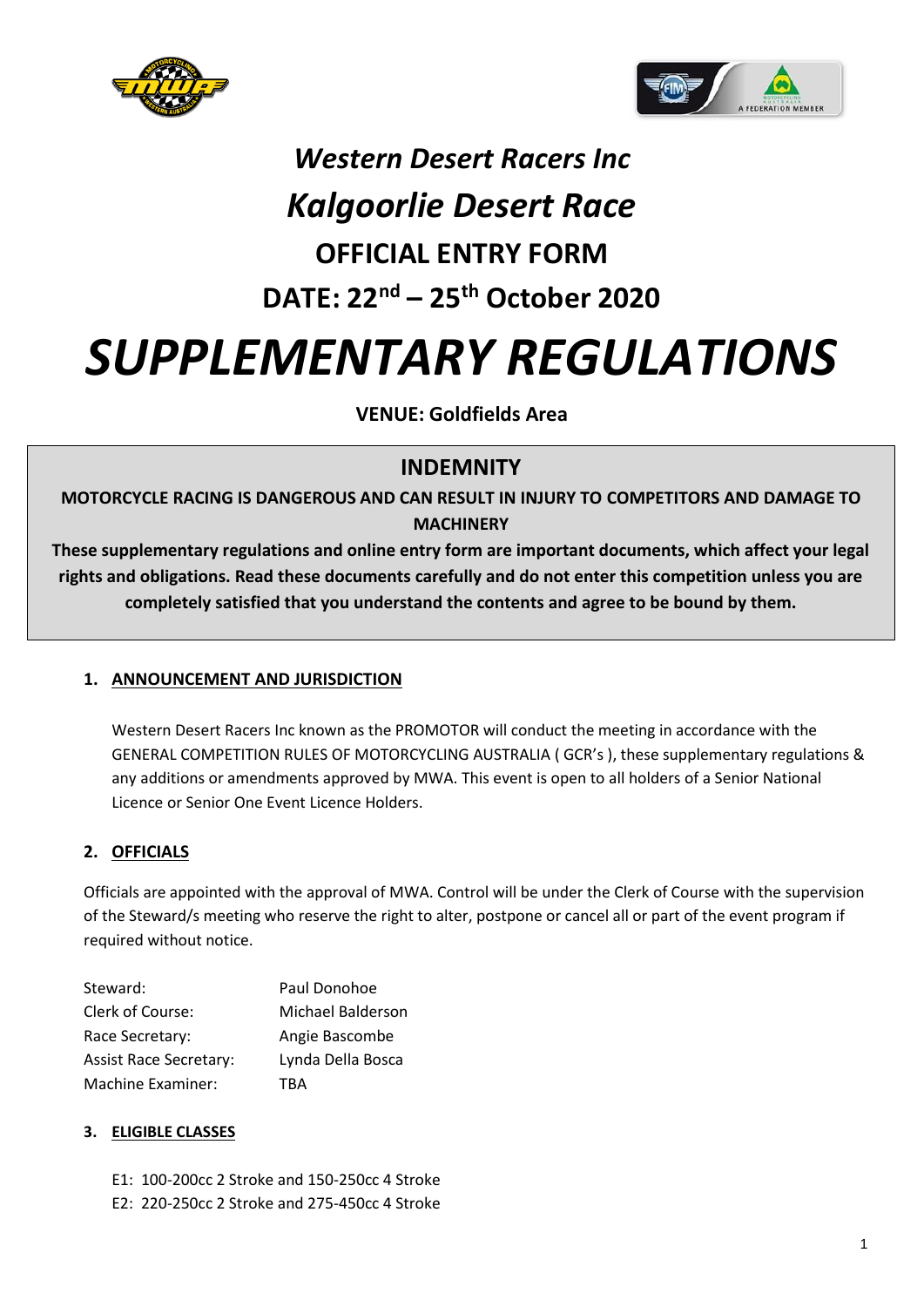# *Western Desert Racers Inc*

# *Kalgoorlie Desert Race*

## OFFICIAL ENTRY FORM

## DATE: 22nd – 25th October 2020

# *SUPPLEMENTARY REGULATIONS*

**VENUE: Goldfields Area**

## INDEMNITY

**MOTORCYCLE RACING IS DANGEROUS AND CAN RESULT IN INJURY TO COMPETITORS AND DAMAGE TO MACHINERY**

**These supplementary regulations and online entry form are important documents, which affect your legal rights and obligations. Read these documents carefully and do not enter this competition unless you are completely satisfied that you understand the contents and agree to be bound by them.**

### 1. ANNOUNCEMENT AND JURISDICTION

Western Desert Racers Inc known as the PROMOTOR will conduct the meeting in accordance with the GENERAL COMPETITION RULES OF MOTORCYCLING AUSTRALIA ( GCR's ), these supplementary regulations & any additions or amendments approved by MWA. This event is open to all holders of a Senior National Licence or Senior One Event Licence Holders.

### 2. OFFICIALS

Officials are appointed with the approval of MWA. Control will be under the Clerk of Course with the supervision of the Steward/s meeting who reserve the right to alter, postpone or cancel all or part of the event program if required without notice.

| | |
|---|---|
| Steward: | Paul Donohoe |
| Clerk of Course: | Michael Balderson |
| Race Secretary: | Angie Bascombe |
| Assist Race Secretary: | Lynda Della Bosca |
| Machine Examiner: | TBA |

### 3. ELIGIBLE CLASSES

E1: 100-200cc 2 Stroke and 150-250cc 4 Stroke
E2: 220-250cc 2 Stroke and 275-450cc 4 Stroke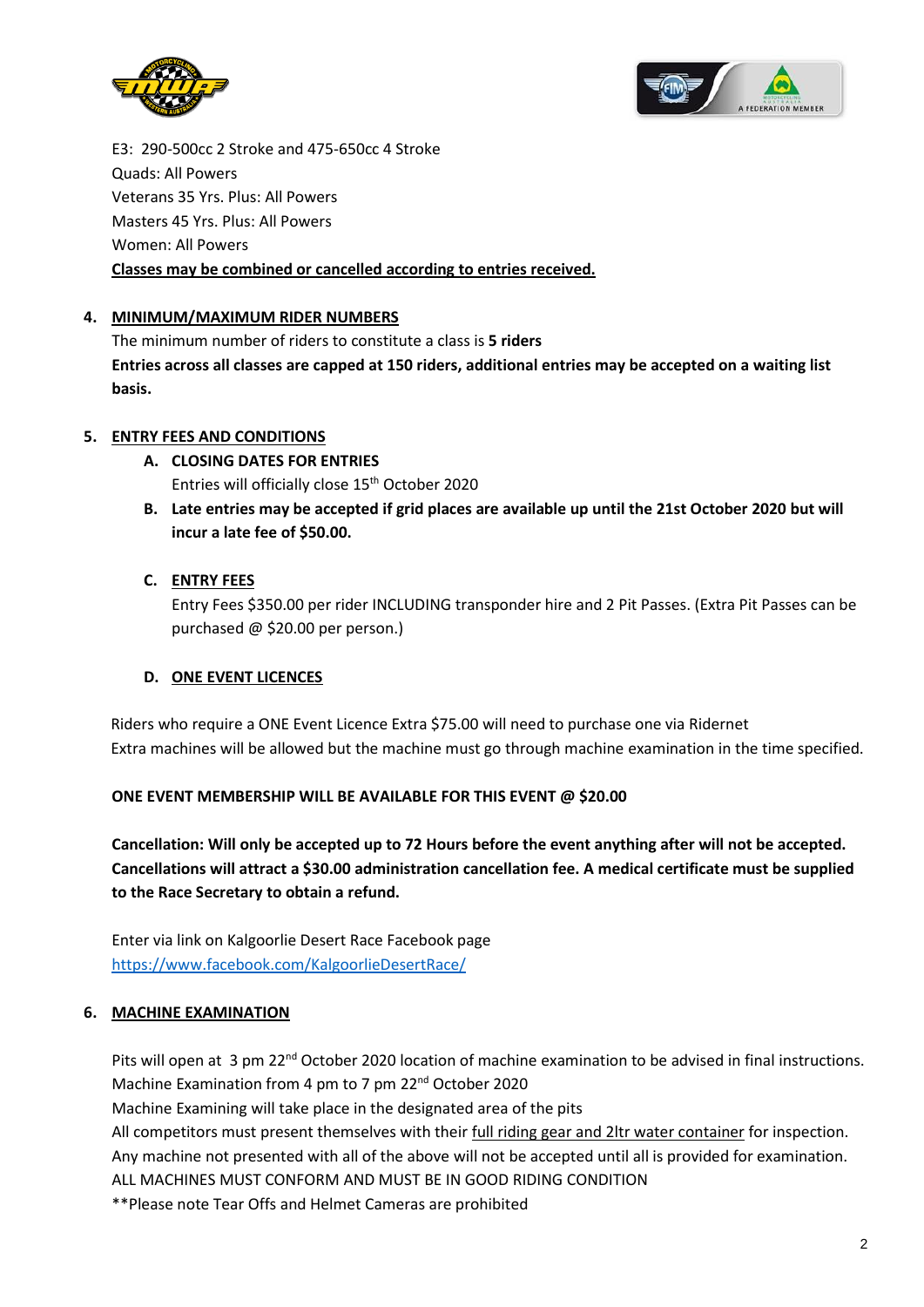E3: 290-500cc 2 Stroke and 475-650cc 4 Stroke
Quads: All Powers
Veterans 35 Yrs. Plus: All Powers
Masters 45 Yrs. Plus: All Powers
Women: All Powers
**Classes may be combined or cancelled according to entries received.**

## 4. MINIMUM/MAXIMUM RIDER NUMBERS

The minimum number of riders to constitute a class is **5 riders**
**Entries across all classes are capped at 150 riders, additional entries may be accepted on a waiting list basis.**

## 5. ENTRY FEES AND CONDITIONS

**A. CLOSING DATES FOR ENTRIES**

Entries will officially close 15th October 2020

**B. Late entries may be accepted if grid places are available up until the 21st October 2020 but will incur a late fee of $50.00.**

**C. ENTRY FEES**

Entry Fees $350.00 per rider INCLUDING transponder hire and 2 Pit Passes. (Extra Pit Passes can be purchased @ $20.00 per person.)

**D. ONE EVENT LICENCES**

Riders who require a ONE Event Licence Extra $75.00 will need to purchase one via Ridernet
Extra machines will be allowed but the machine must go through machine examination in the time specified.

**ONE EVENT MEMBERSHIP WILL BE AVAILABLE FOR THIS EVENT @ $20.00**

**Cancellation: Will only be accepted up to 72 Hours before the event anything after will not be accepted. Cancellations will attract a $30.00 administration cancellation fee. A medical certificate must be supplied to the Race Secretary to obtain a refund.**

Enter via link on Kalgoorlie Desert Race Facebook page
https://www.facebook.com/KalgoorlieDesertRace/

## 6. MACHINE EXAMINATION

Pits will open at 3 pm 22nd October 2020 location of machine examination to be advised in final instructions.
Machine Examination from 4 pm to 7 pm 22nd October 2020
Machine Examining will take place in the designated area of the pits
All competitors must present themselves with their full riding gear and 2ltr water container for inspection.
Any machine not presented with all of the above will not be accepted until all is provided for examination.
ALL MACHINES MUST CONFORM AND MUST BE IN GOOD RIDING CONDITION
**Please note Tear Offs and Helmet Cameras are prohibited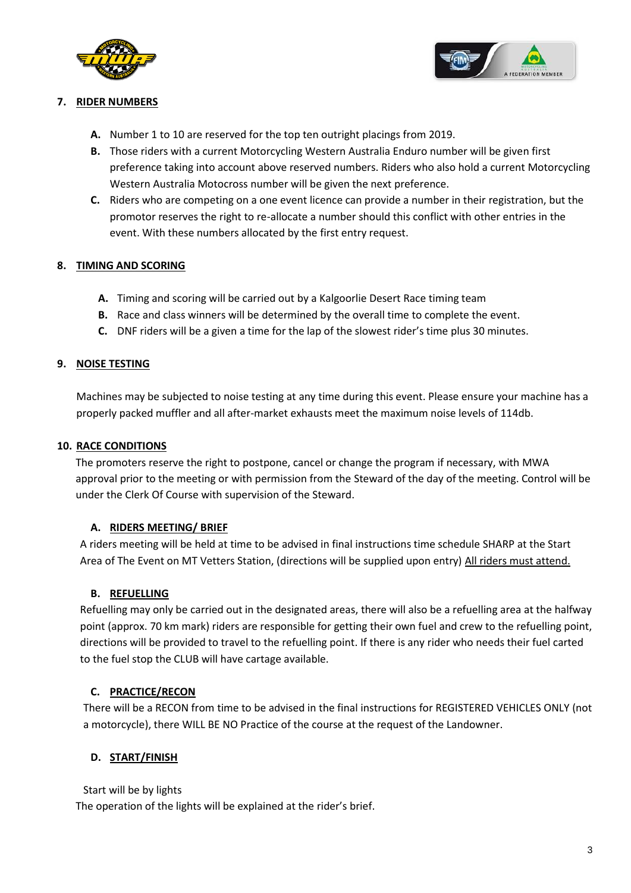## 7. RIDER NUMBERS

- **A.** Number 1 to 10 are reserved for the top ten outright placings from 2019.
- **B.** Those riders with a current Motorcycling Western Australia Enduro number will be given first preference taking into account above reserved numbers. Riders who also hold a current Motorcycling Western Australia Motocross number will be given the next preference.
- **C.** Riders who are competing on a one event licence can provide a number in their registration, but the promotor reserves the right to re-allocate a number should this conflict with other entries in the event. With these numbers allocated by the first entry request.

## 8. TIMING AND SCORING

- **A.** Timing and scoring will be carried out by a Kalgoorlie Desert Race timing team
- **B.** Race and class winners will be determined by the overall time to complete the event.
- **C.** DNF riders will be a given a time for the lap of the slowest rider's time plus 30 minutes.

## 9. NOISE TESTING

Machines may be subjected to noise testing at any time during this event. Please ensure your machine has a properly packed muffler and all after-market exhausts meet the maximum noise levels of 114db.

## 10. RACE CONDITIONS

The promoters reserve the right to postpone, cancel or change the program if necessary, with MWA approval prior to the meeting or with permission from the Steward of the day of the meeting. Control will be under the Clerk Of Course with supervision of the Steward.

### A. RIDERS MEETING/ BRIEF

A riders meeting will be held at time to be advised in final instructions time schedule SHARP at the Start Area of The Event on MT Vetters Station, (directions will be supplied upon entry) All riders must attend.

### B. REFUELLING

Refuelling may only be carried out in the designated areas, there will also be a refuelling area at the halfway point (approx. 70 km mark) riders are responsible for getting their own fuel and crew to the refuelling point, directions will be provided to travel to the refuelling point. If there is any rider who needs their fuel carted to the fuel stop the CLUB will have cartage available.

### C. PRACTICE/RECON

There will be a RECON from time to be advised in the final instructions for REGISTERED VEHICLES ONLY (not a motorcycle), there WILL BE NO Practice of the course at the request of the Landowner.

### D. START/FINISH

Start will be by lights

The operation of the lights will be explained at the rider's brief.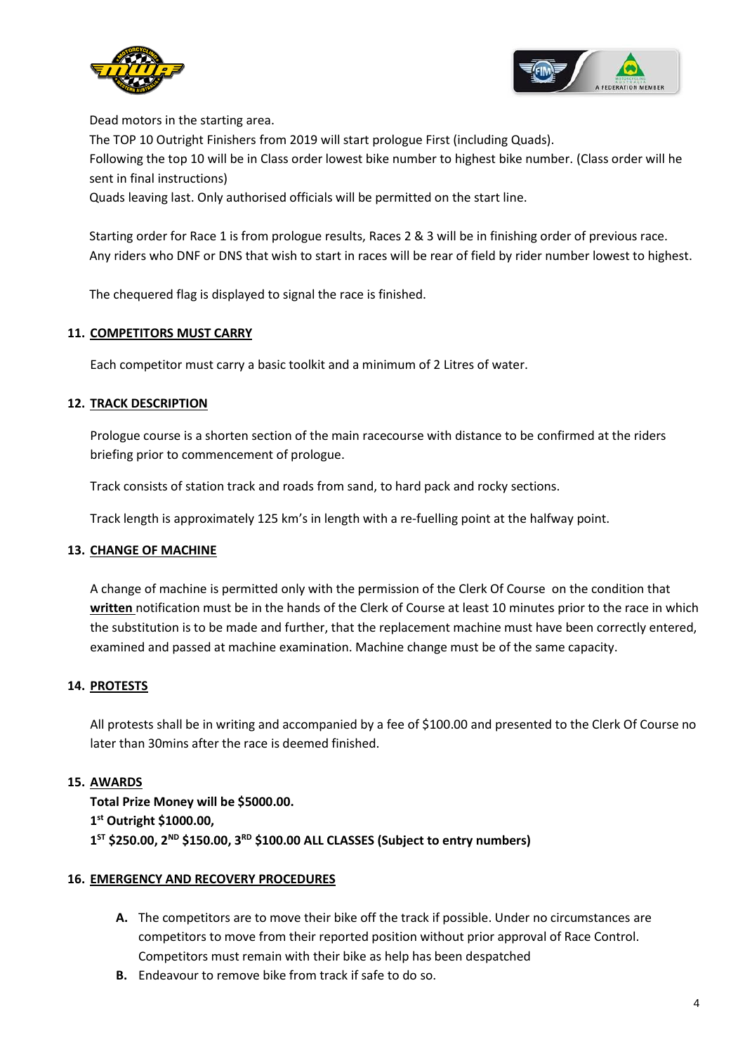Dead motors in the starting area.
The TOP 10 Outright Finishers from 2019 will start prologue First (including Quads).
Following the top 10 will be in Class order lowest bike number to highest bike number. (Class order will he sent in final instructions)
Quads leaving last. Only authorised officials will be permitted on the start line.

Starting order for Race 1 is from prologue results, Races 2 & 3 will be in finishing order of previous race. Any riders who DNF or DNS that wish to start in races will be rear of field by rider number lowest to highest.

The chequered flag is displayed to signal the race is finished.

## 11. COMPETITORS MUST CARRY

Each competitor must carry a basic toolkit and a minimum of 2 Litres of water.

## 12. TRACK DESCRIPTION

Prologue course is a shorten section of the main racecourse with distance to be confirmed at the riders briefing prior to commencement of prologue.

Track consists of station track and roads from sand, to hard pack and rocky sections.

Track length is approximately 125 km's in length with a re-fuelling point at the halfway point.

## 13. CHANGE OF MACHINE

A change of machine is permitted only with the permission of the Clerk Of Course on the condition that **written** notification must be in the hands of the Clerk of Course at least 10 minutes prior to the race in which the substitution is to be made and further, that the replacement machine must have been correctly entered, examined and passed at machine examination. Machine change must be of the same capacity.

## 14. PROTESTS

All protests shall be in writing and accompanied by a fee of $100.00 and presented to the Clerk Of Course no later than 30mins after the race is deemed finished.

## 15. AWARDS

**Total Prize Money will be $5000.00.**
**1st Outright $1000.00,**
**1ST $250.00, 2ND $150.00, 3RD $100.00 ALL CLASSES (Subject to entry numbers)**

## 16. EMERGENCY AND RECOVERY PROCEDURES

- **A.** The competitors are to move their bike off the track if possible. Under no circumstances are competitors to move from their reported position without prior approval of Race Control. Competitors must remain with their bike as help has been despatched
- **B.** Endeavour to remove bike from track if safe to do so.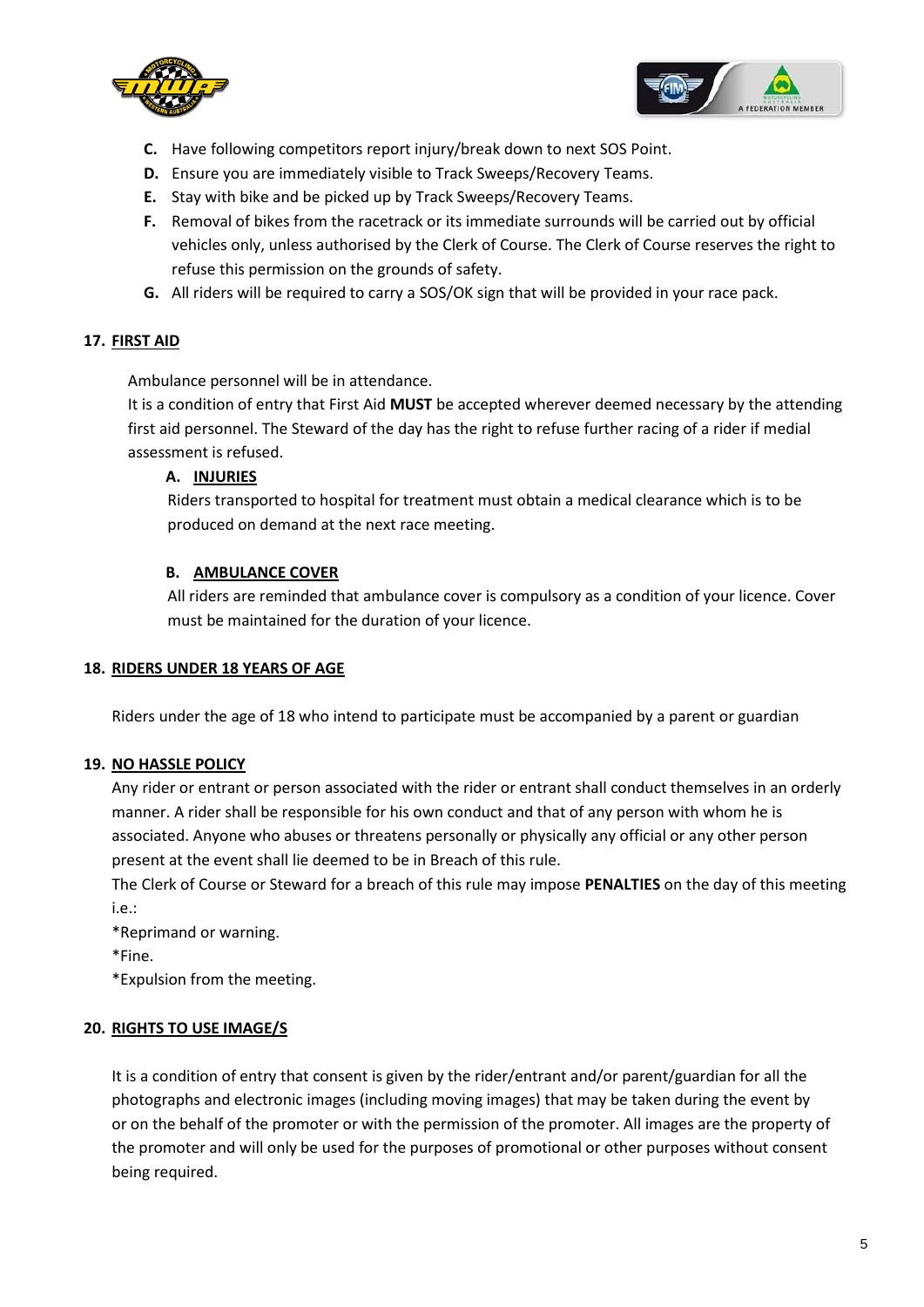C. Have following competitors report injury/break down to next SOS Point.
D. Ensure you are immediately visible to Track Sweeps/Recovery Teams.
E. Stay with bike and be picked up by Track Sweeps/Recovery Teams.
F. Removal of bikes from the racetrack or its immediate surrounds will be carried out by official vehicles only, unless authorised by the Clerk of Course. The Clerk of Course reserves the right to refuse this permission on the grounds of safety.
G. All riders will be required to carry a SOS/OK sign that will be provided in your race pack.

## 17. FIRST AID

Ambulance personnel will be in attendance.
It is a condition of entry that First Aid **MUST** be accepted wherever deemed necessary by the attending first aid personnel. The Steward of the day has the right to refuse further racing of a rider if medial assessment is refused.

### A. INJURIES

Riders transported to hospital for treatment must obtain a medical clearance which is to be produced on demand at the next race meeting.

### B. AMBULANCE COVER

All riders are reminded that ambulance cover is compulsory as a condition of your licence. Cover must be maintained for the duration of your licence.

## 18. RIDERS UNDER 18 YEARS OF AGE

Riders under the age of 18 who intend to participate must be accompanied by a parent or guardian

## 19. NO HASSLE POLICY

Any rider or entrant or person associated with the rider or entrant shall conduct themselves in an orderly manner. A rider shall be responsible for his own conduct and that of any person with whom he is associated. Anyone who abuses or threatens personally or physically any official or any other person present at the event shall lie deemed to be in Breach of this rule.
The Clerk of Course or Steward for a breach of this rule may impose **PENALTIES** on the day of this meeting i.e.:
*Reprimand or warning.
*Fine.
*Expulsion from the meeting.

## 20. RIGHTS TO USE IMAGE/S

It is a condition of entry that consent is given by the rider/entrant and/or parent/guardian for all the photographs and electronic images (including moving images) that may be taken during the event by or on the behalf of the promoter or with the permission of the promoter. All images are the property of the promoter and will only be used for the purposes of promotional or other purposes without consent being required.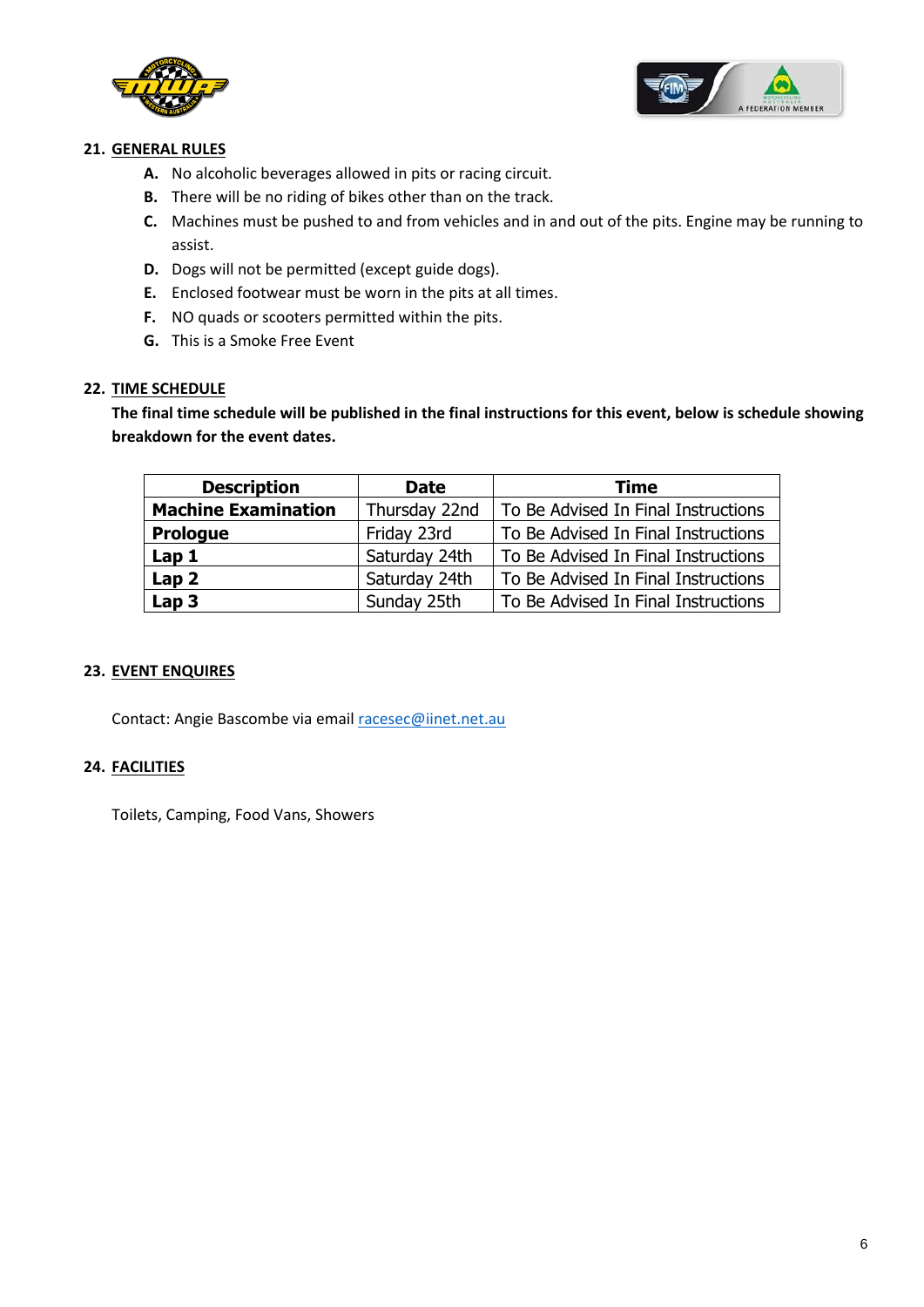## 21. GENERAL RULES

- **A.** No alcoholic beverages allowed in pits or racing circuit.
- **B.** There will be no riding of bikes other than on the track.
- **C.** Machines must be pushed to and from vehicles and in and out of the pits. Engine may be running to assist.
- **D.** Dogs will not be permitted (except guide dogs).
- **E.** Enclosed footwear must be worn in the pits at all times.
- **F.** NO quads or scooters permitted within the pits.
- **G.** This is a Smoke Free Event

## 22. TIME SCHEDULE

**The final time schedule will be published in the final instructions for this event, below is schedule showing breakdown for the event dates.**

| Description | Date | Time |
|---|---|---|
| **Machine Examination** | Thursday 22nd | To Be Advised In Final Instructions |
| **Prologue** | Friday 23rd | To Be Advised In Final Instructions |
| **Lap 1** | Saturday 24th | To Be Advised In Final Instructions |
| **Lap 2** | Saturday 24th | To Be Advised In Final Instructions |
| **Lap 3** | Sunday 25th | To Be Advised In Final Instructions |

## 23. EVENT ENQUIRES

Contact: Angie Bascombe via email racesec@iinet.net.au

## 24. FACILITIES

Toilets, Camping, Food Vans, Showers